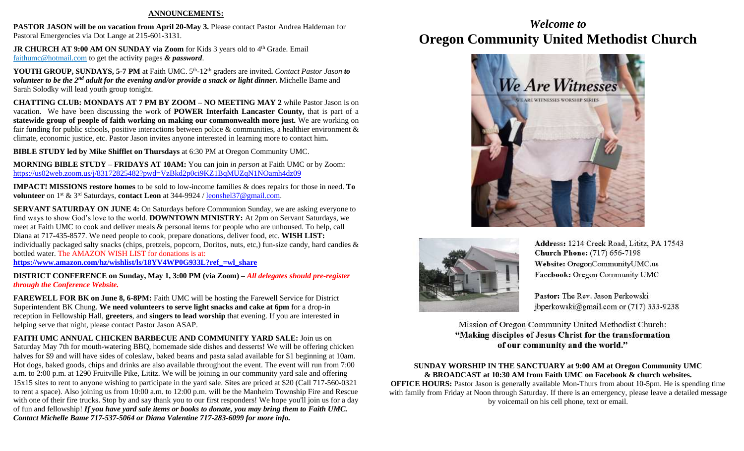## ANNOUNCEMENTS:

**PASTOR JASON will be on vacation from April 20-May 3.** Please contact Pastor Andrea Haldeman for Pastoral Emergencies via Dot Lange at 215-601-3131.

**JR CHURCH AT 9:00 AM ON SUNDAY via Zoom** for Kids 3 years old to 4th Grade. Email faithumc@hotmail.com to get the activity pages ***& password***.

**YOUTH GROUP, SUNDAYS, 5-7 PM** at Faith UMC. 5th-12th graders are invited**.** ***Contact Pastor Jason to volunteer to be the 2nd adult for the evening and/or provide a snack or light dinner.*** Michelle Bame and Sarah Solodky will lead youth group tonight.

**CHATTING CLUB: MONDAYS AT 7 PM BY ZOOM – NO MEETING MAY 2** while Pastor Jason is on vacation. We have been discussing the work of **POWER Interfaith Lancaster County,** that is part of a **statewide group of people of faith working on making our commonwealth more just.** We are working on fair funding for public schools, positive interactions between police & communities, a healthier environment & climate, economic justice, etc. Pastor Jason invites anyone interested in learning more to contact him**.**

**BIBLE STUDY led by Mike Shifflet on Thursdays** at 6:30 PM at Oregon Community UMC.

**MORNING BIBLE STUDY – FRIDAYS AT 10AM:** You can join *in person* at Faith UMC or by Zoom: https://us02web.zoom.us/j/83172825482?pwd=VzBkd2p0ci9KZ1BqMUZqN1NOamh4dz09

**IMPACT! MISSIONS restore homes** to be sold to low-income families & does repairs for those in need. **To volunteer** on 1st & 3rd Saturdays, **contact Leon** at 344-9924 / leonshel37@gmail.com.

**SERVANT SATURDAY ON JUNE 4:** On Saturdays before Communion Sunday, we are asking everyone to find ways to show God's love to the world. **DOWNTOWN MINISTRY:** At 2pm on Servant Saturdays, we meet at Faith UMC to cook and deliver meals & personal items for people who are unhoused. To help, call Diana at 717-435-8577. We need people to cook, prepare donations, deliver food, etc. **WISH LIST:** individually packaged salty snacks (chips, pretzels, popcorn, Doritos, nuts, etc,) fun-size candy, hard candies & bottled water. The AMAZON WISH LIST for donations is at: **https://www.amazon.com/hz/wishlist/ls/18YV4WP0G933L?ref_=wl_share**

**DISTRICT CONFERENCE on Sunday, May 1, 3:00 PM (via Zoom)** – ***All delegates should pre-register through the Conference Website.***

**FAREWELL FOR BK on June 8, 6-8PM:** Faith UMC will be hosting the Farewell Service for District Superintendent BK Chung. **We need volunteers to serve light snacks and cake at 6pm** for a drop-in reception in Fellowship Hall, **greeters**, and **singers to lead worship** that evening. If you are interested in helping serve that night, please contact Pastor Jason ASAP.

**FAITH UMC ANNUAL CHICKEN BARBECUE AND COMMUNITY YARD SALE:** Join us on Saturday May 7th for mouth-watering BBQ, homemade side dishes and desserts! We will be offering chicken halves for $9 and will have sides of coleslaw, baked beans and pasta salad available for $1 beginning at 10am. Hot dogs, baked goods, chips and drinks are also available throughout the event. The event will run from 7:00 a.m. to 2:00 p.m. at 1290 Fruitville Pike, Lititz. We will be joining in our community yard sale and offering 15x15 sites to rent to anyone wishing to participate in the yard sale. Sites are priced at $20 (Call 717-560-0321 to rent a space). Also joining us from 10:00 a.m. to 12:00 p.m. will be the Manheim Township Fire and Rescue with one of their fire trucks. Stop by and say thank you to our first responders! We hope you'll join us for a day of fun and fellowship! ***If you have yard sale items or books to donate, you may bring them to Faith UMC. Contact Michelle Bame 717-537-5064 or Diana Valentine 717-283-6099 for more info.***

# *Welcome to*
# Oregon Community United Methodist Church

**Address:** 1214 Creek Road, Lititz, PA 17543
**Church Phone:** (717) 656-7198
**Website:** OregonCommunityUMC.us
**Facebook:** Oregon Community UMC

**Pastor:** The Rev. Jason Perkowski
jbperkowski@gmail.com or (717) 333-9238

Mission of Oregon Community United Methodist Church:
**"Making disciples of Jesus Christ for the transformation of our community and the world."**

**SUNDAY WORSHIP IN THE SANCTUARY at 9:00 AM at Oregon Community UMC & BROADCAST at 10:30 AM from Faith UMC on Facebook & church websites.**

**OFFICE HOURS:** Pastor Jason is generally available Mon-Thurs from about 10-5pm. He is spending time with family from Friday at Noon through Saturday. If there is an emergency, please leave a detailed message by voicemail on his cell phone, text or email.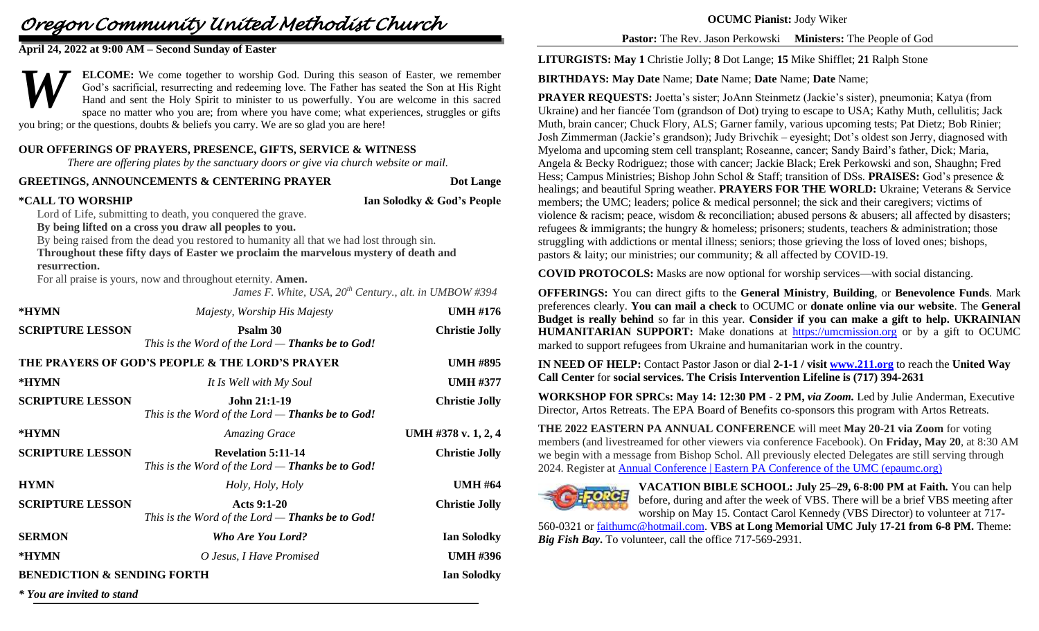# Oregon Community United Methodist Church

**April 24, 2022 at 9:00 AM – Second Sunday of Easter**

**WELCOME:** We come together to worship God. During this season of Easter, we remember God's sacrificial, resurrecting and redeeming love. The Father has seated the Son at His Right Hand and sent the Holy Spirit to minister to us powerfully. You are welcome in this sacred space no matter who you are; from where you have come; what experiences, struggles or gifts you bring; or the questions, doubts & beliefs you carry. We are so glad you are here!

**OUR OFFERINGS OF PRAYERS, PRESENCE, GIFTS, SERVICE & WITNESS**

*There are offering plates by the sanctuary doors or give via church website or mail.*

**GREETINGS, ANNOUNCEMENTS & CENTERING PRAYER** — **Dot Lange**

**\*CALL TO WORSHIP** — **Ian Solodky & God's People**

Lord of Life, submitting to death, you conquered the grave.
**By being lifted on a cross you draw all peoples to you.**
By being raised from the dead you restored to humanity all that we had lost through sin.
**Throughout these fifty days of Easter we proclaim the marvelous mystery of death and resurrection.**
For all praise is yours, now and throughout eternity. **Amen.**

*James F. White, USA, 20th Century., alt. in UMBOW #394*

| | | |
|---|---|---|
| **\*HYMN** | *Majesty, Worship His Majesty* | **UMH #176** |
| **SCRIPTURE LESSON** | **Psalm 30**<br>*This is the Word of the Lord — **Thanks be to God!*** | **Christie Jolly** |
| **THE PRAYERS OF GOD'S PEOPLE & THE LORD'S PRAYER** | | **UMH #895** |
| **\*HYMN** | *It Is Well with My Soul* | **UMH #377** |
| **SCRIPTURE LESSON** | **John 21:1-19**<br>*This is the Word of the Lord — **Thanks be to God!*** | **Christie Jolly** |
| **\*HYMN** | *Amazing Grace* | **UMH #378 v. 1, 2, 4** |
| **SCRIPTURE LESSON** | **Revelation 5:11-14**<br>*This is the Word of the Lord — **Thanks be to God!*** | **Christie Jolly** |
| **HYMN** | *Holy, Holy, Holy* | **UMH #64** |
| **SCRIPTURE LESSON** | **Acts 9:1-20**<br>*This is the Word of the Lord — **Thanks be to God!*** | **Christie Jolly** |
| **SERMON** | *Who Are You Lord?* | **Ian Solodky** |
| **\*HYMN** | *O Jesus, I Have Promised* | **UMH #396** |
| **BENEDICTION & SENDING FORTH** | | **Ian Solodky** |

***\* You are invited to stand***

**OCUMC Pianist:** Jody Wiker

**Pastor:** The Rev. Jason Perkowski **Ministers:** The People of God

**LITURGISTS: May 1** Christie Jolly; **8** Dot Lange; **15** Mike Shifflet; **21** Ralph Stone

**BIRTHDAYS: May Date** Name; **Date** Name; **Date** Name; **Date** Name;

**PRAYER REQUESTS:** Joetta's sister; JoAnn Steinmetz (Jackie's sister), pneumonia; Katya (from Ukraine) and her fiancée Tom (grandson of Dot) trying to escape to USA; Kathy Muth, cellulitis; Jack Muth, brain cancer; Chuck Flory, ALS; Garner family, various upcoming tests; Pat Dietz; Bob Rinier; Josh Zimmerman (Jackie's grandson); Judy Brvchik – eyesight; Dot's oldest son Jerry, diagnosed with Myeloma and upcoming stem cell transplant; Roseanne, cancer; Sandy Baird's father, Dick; Maria, Angela & Becky Rodriguez; those with cancer; Jackie Black; Erek Perkowski and son, Shaughn; Fred Hess; Campus Ministries; Bishop John Schol & Staff; transition of DSs. **PRAISES:** God's presence & healings; and beautiful Spring weather. **PRAYERS FOR THE WORLD:** Ukraine; Veterans & Service members; the UMC; leaders; police & medical personnel; the sick and their caregivers; victims of violence & racism; peace, wisdom & reconciliation; abused persons & abusers; all affected by disasters; refugees & immigrants; the hungry & homeless; prisoners; students, teachers & administration; those struggling with addictions or mental illness; seniors; those grieving the loss of loved ones; bishops, pastors & laity; our ministries; our community; & all affected by COVID-19.

**COVID PROTOCOLS:** Masks are now optional for worship services—with social distancing.

**OFFERINGS:** You can direct gifts to the **General Ministry**, **Building**, or **Benevolence Funds**. Mark preferences clearly. **You can mail a check** to OCUMC or **donate online via our website**. The **General Budget is really behind** so far in this year. **Consider if you can make a gift to help. UKRAINIAN HUMANITARIAN SUPPORT:** Make donations at https://umcmission.org or by a gift to OCUMC marked to support refugees from Ukraine and humanitarian work in the country.

**IN NEED OF HELP:** Contact Pastor Jason or dial **2-1-1 / visit www.211.org** to reach the **United Way Call Center** for **social services. The Crisis Intervention Lifeline is (717) 394-2631**

**WORKSHOP FOR SPRCs: May 14: 12:30 PM - 2 PM,** *via Zoom.* Led by Julie Anderman, Executive Director, Artos Retreats. The EPA Board of Benefits co-sponsors this program with Artos Retreats.

**THE 2022 EASTERN PA ANNUAL CONFERENCE** will meet **May 20-21 via Zoom** for voting members (and livestreamed for other viewers via conference Facebook). On **Friday, May 20**, at 8:30 AM we begin with a message from Bishop Schol. All previously elected Delegates are still serving through 2024. Register at Annual Conference | Eastern PA Conference of the UMC (epaumc.org)

**VACATION BIBLE SCHOOL: July 25–29, 6-8:00 PM at Faith.** You can help before, during and after the week of VBS. There will be a brief VBS meeting after worship on May 15. Contact Carol Kennedy (VBS Director) to volunteer at 717-560-0321 or faithumc@hotmail.com. **VBS at Long Memorial UMC July 17-21 from 6-8 PM.** Theme: ***Big Fish Bay***. To volunteer, call the office 717-569-2931.